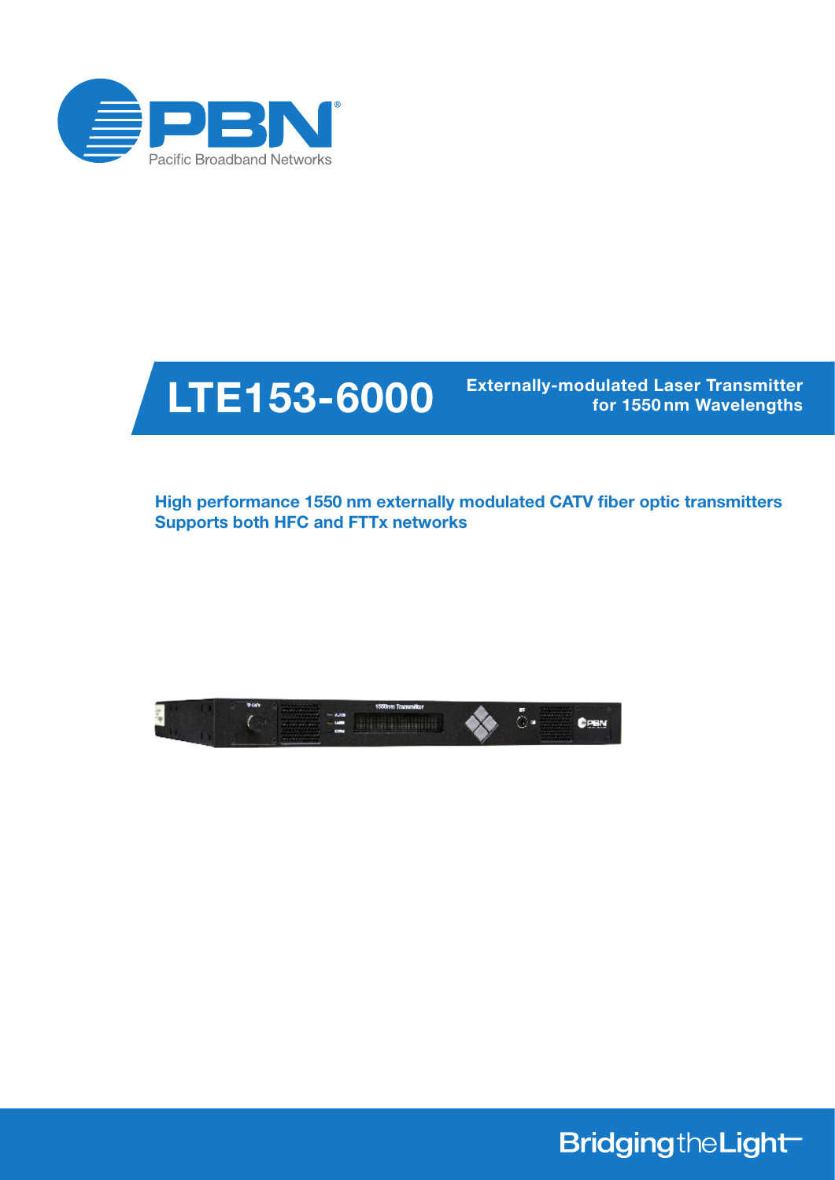# LTE153-6000

**Externally-modulated Laser Transmitter for 1550 nm Wavelengths**

**High performance 1550 nm externally modulated CATV fiber optic transmitters**
**Supports both HFC and FTTx networks**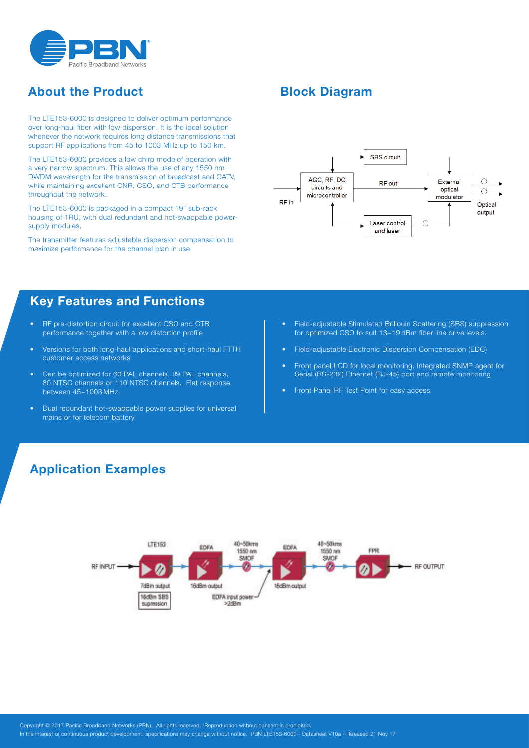## About the Product

The LTE153-6000 is designed to deliver optimum performance over long-haul fiber with low dispersion. It is the ideal solution whenever the network requires long distance transmissions that support RF applications from 45 to 1003 MHz up to 150 km.

The LTE153-6000 provides a low chirp mode of operation with a very narrow spectrum. This allows the use of any 1550 nm DWDM wavelength for the transmission of broadcast and CATV, while maintaining excellent CNR, CSO, and CTB performance throughout the network.

The LTE153-6000 is packaged in a compact 19" sub-rack housing of 1RU, with dual redundant and hot-swappable power-supply modules.

The transmitter features adjustable dispersion compensation to maximize performance for the channel plan in use.

## Block Diagram

RF in → AGC, RF, DC circuits and microcontroller → RF out → External optical modulator → Optical output

SBS circuit

Laser control and laser

## Key Features and Functions

- RF pre-distortion circuit for excellent CSO and CTB performance together with a low distortion profile
- Versions for both long-haul applications and short-haul FTTH customer access networks
- Can be optimized for 60 PAL channels, 89 PAL channels, 80 NTSC channels or 110 NTSC channels. Flat response between 45~1003 MHz
- Dual redundant hot-swappable power supplies for universal mains or for telecom battery
- Field-adjustable Stimulated Brillouin Scattering (SBS) suppression for optimized CSO to suit 13~19 dBm fiber line drive levels.
- Field-adjustable Electronic Dispersion Compensation (EDC)
- Front panel LCD for local monitoring. Integrated SNMP agent for Serial (RS-232) Ethernet (RJ-45) port and remote monitoring
- Front Panel RF Test Point for easy access

## Application Examples

RF INPUT → LTE153 (7dBm output, 16dBm SBS supression) → EDFA (18dBm output) → 40~50kms 1550 nm SMOF → EDFA (18dBm output; EDFA input power >2dBm) → 40~50kms 1550 nm SMOF → FPR → RF OUTPUT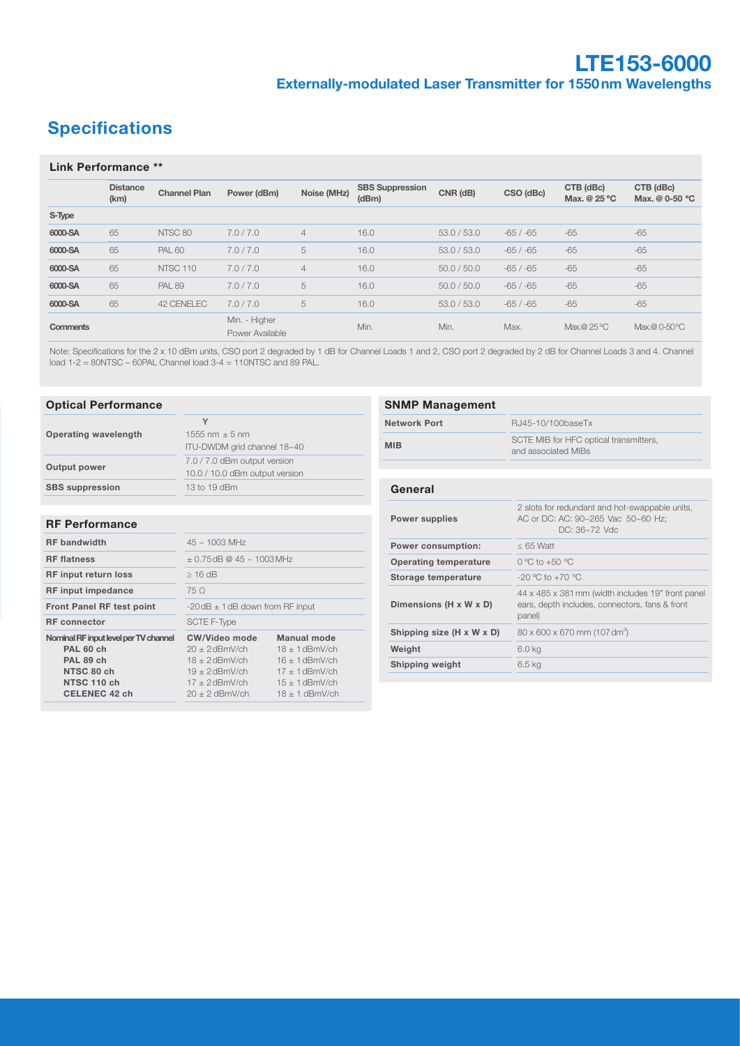# LTE153-6000

## Externally-modulated Laser Transmitter for 1550 nm Wavelengths

## Specifications

### Link Performance **

| | Distance (km) | Channel Plan | Power (dBm) | Noise (MHz) | SBS Suppression (dBm) | CNR (dB) | CSO (dBc) | CTB (dBc) Max. @ 25 ºC | CTB (dBc) Max. @ 0-50 ºC |
|---|---|---|---|---|---|---|---|---|---|
| S-Type | | | | | | | | | |
| 6000-SA | 65 | NTSC 80 | 7.0 / 7.0 | 4 | 16.0 | 53.0 / 53.0 | -65 / -65 | -65 | -65 |
| 6000-SA | 65 | PAL 60 | 7.0 / 7.0 | 5 | 16.0 | 53.0 / 53.0 | -65 / -65 | -65 | -65 |
| 6000-SA | 65 | NTSC 110 | 7.0 / 7.0 | 4 | 16.0 | 50.0 / 50.0 | -65 / -65 | -65 | -65 |
| 6000-SA | 65 | PAL 89 | 7.0 / 7.0 | 5 | 16.0 | 50.0 / 50.0 | -65 / -65 | -65 | -65 |
| 6000-SA | 65 | 42 CENELEC | 7.0 / 7.0 | 5 | 16.0 | 53.0 / 53.0 | -65 / -65 | -65 | -65 |
| Comments | | | Min. - Higher Power Available | | Min. | Min. | Max. | Max.@ 25 ºC | Max.@ 0-50 ºC |

Note: Specifications for the 2 x 10 dBm units, CSO port 2 degraded by 1 dB for Channel Loads 1 and 2, CSO port 2 degraded by 2 dB for Channel Loads 3 and 4. Channel load 1-2 = 80NTSC – 60PAL Channel load 3-4 = 110NTSC and 89 PAL.

### Optical Performance

| | Y |
|---|---|
| Operating wavelength | 1555 nm ± 5 nm<br>ITU-DWDM grid channel 18~40 |
| Output power | 7.0 / 7.0 dBm output version<br>10.0 / 10.0 dBm output version |
| SBS suppression | 13 to 19 dBm |

### RF Performance

| | | |
|---|---|---|
| RF bandwidth | 45 ~ 1003 MHz | |
| RF flatness | ± 0.75 dB @ 45 ~ 1003 MHz | |
| RF input return loss | ≥ 16 dB | |
| RF input impedance | 75 Ω | |
| Front Panel RF test point | -20 dB ± 1 dB down from RF input | |
| RF connector | SCTE F-Type | |
| Nominal RF input level per TV channel | CW/Video mode | Manual mode |
| PAL 60 ch | 20 ± 2 dBmV/ch | 18 ± 1 dBmV/ch |
| PAL 89 ch | 18 ± 2 dBmV/ch | 16 ± 1 dBmV/ch |
| NTSC 80 ch | 19 ± 2 dBmV/ch | 17 ± 1 dBmV/ch |
| NTSC 110 ch | 17 ± 2 dBmV/ch | 15 ± 1 dBmV/ch |
| CELENEC 42 ch | 20 ± 2 dBmV/ch | 18 ± 1 dBmV/ch |

### SNMP Management

| | |
|---|---|
| Network Port | RJ45-10/100baseTx |
| MIB | SCTE MIB for HFC optical transmitters, and associated MIBs |

### General

| | |
|---|---|
| Power supplies | 2 slots for redundant and hot-swappable units, AC or DC: AC: 90~265 Vac 50~60 Hz; DC: 36~72 Vdc |
| Power consumption: | ≤ 65 Watt |
| Operating temperature | 0 ºC to +50 ºC |
| Storage temperature | -20 ºC to +70 ºC |
| Dimensions (H x W x D) | 44 x 485 x 381 mm (width includes 19" front panel ears, depth includes, connectors, fans & front panel) |
| Shipping size (H x W x D) | 80 x 600 x 670 mm (107 dm³) |
| Weight | 6.0 kg |
| Shipping weight | 6.5 kg |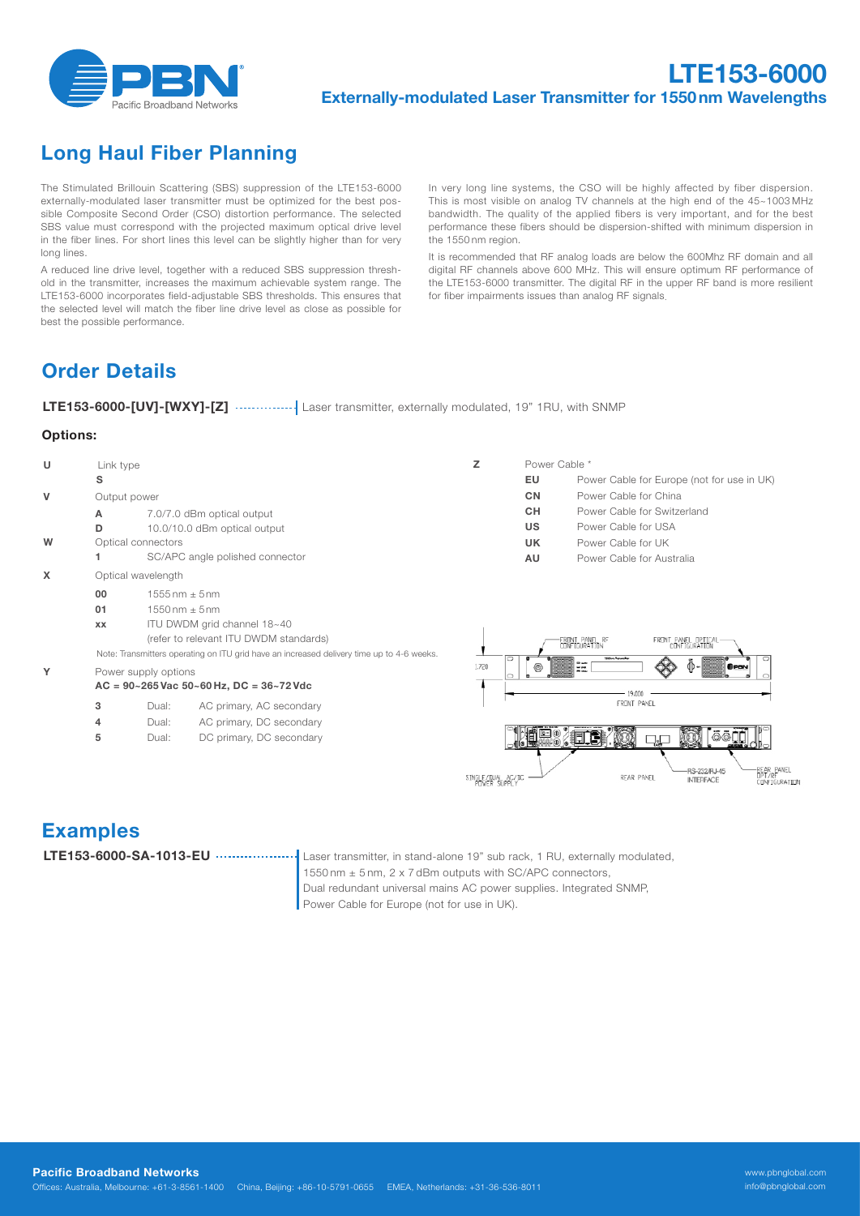## Long Haul Fiber Planning

The Stimulated Brillouin Scattering (SBS) suppression of the LTE153-6000 externally-modulated laser transmitter must be optimized for the best possible Composite Second Order (CSO) distortion performance. The selected SBS value must correspond with the projected maximum optical drive level in the fiber lines. For short lines this level can be slightly higher than for very long lines.

A reduced line drive level, together with a reduced SBS suppression threshold in the transmitter, increases the maximum achievable system range. The LTE153-6000 incorporates field-adjustable SBS thresholds. This ensures that the selected level will match the fiber line drive level as close as possible for best the possible performance.

In very long line systems, the CSO will be highly affected by fiber dispersion. This is most visible on analog TV channels at the high end of the 45~1003 MHz bandwidth. The quality of the applied fibers is very important, and for the best performance these fibers should be dispersion-shifted with minimum dispersion in the 1550 nm region.

It is recommended that RF analog loads are below the 600Mhz RF domain and all digital RF channels above 600 MHz. This will ensure optimum RF performance of the LTE153-6000 transmitter. The digital RF in the upper RF band is more resilient for fiber impairments issues than analog RF signals.

## Order Details

**LTE153-6000-[UV]-[WXY]-[Z]** Laser transmitter, externally modulated, 19" 1RU, with SNMP

### Options:

**U** Link type
- **S**

**V** Output power
- **A** 7.0/7.0 dBm optical output
- **D** 10.0/10.0 dBm optical output

**W** Optical connectors
- **1** SC/APC angle polished connector

**X** Optical wavelength
- **00** 1555 nm ± 5 nm
- **01** 1550 nm ± 5 nm
- **XX** ITU DWDM grid channel 18~40 (refer to relevant ITU DWDM standards)

Note: Transmitters operating on ITU grid have an increased delivery time up to 4-6 weeks.

**Y** Power supply options
**AC = 90~265 Vac 50~60 Hz, DC = 36~72 Vdc**
- **3** Dual: AC primary, AC secondary
- **4** Dual: AC primary, DC secondary
- **5** Dual: DC primary, DC secondary

**Z** Power Cable *
- **EU** Power Cable for Europe (not for use in UK)
- **CN** Power Cable for China
- **CH** Power Cable for Switzerland
- **US** Power Cable for USA
- **UK** Power Cable for UK
- **AU** Power Cable for Australia

FRONT PANEL RF CONFIGURATION
FRONT PANEL OPTICAL CONFIGURATION
1.720
19.000
FRONT PANEL
SINGLE/DUAL AC/DC POWER SUPPLY
REAR PANEL
RS-232/RJ-45 INTERFACE
REAR PANEL OPT/RF CONFIGURATION

## Examples

**LTE153-6000-SA-1013-EU** Laser transmitter, in stand-alone 19" sub rack, 1 RU, externally modulated, 1550 nm ± 5 nm, 2 x 7 dBm outputs with SC/APC connectors, Dual redundant universal mains AC power supplies. Integrated SNMP, Power Cable for Europe (not for use in UK).

**Pacific Broadband Networks**
Offices: Australia, Melbourne: +61-3-8561-1400 China, Beijing: +86-10-5791-0655 EMEA, Netherlands: +31-36-536-8011
www.pbnglobal.com
info@pbnglobal.com